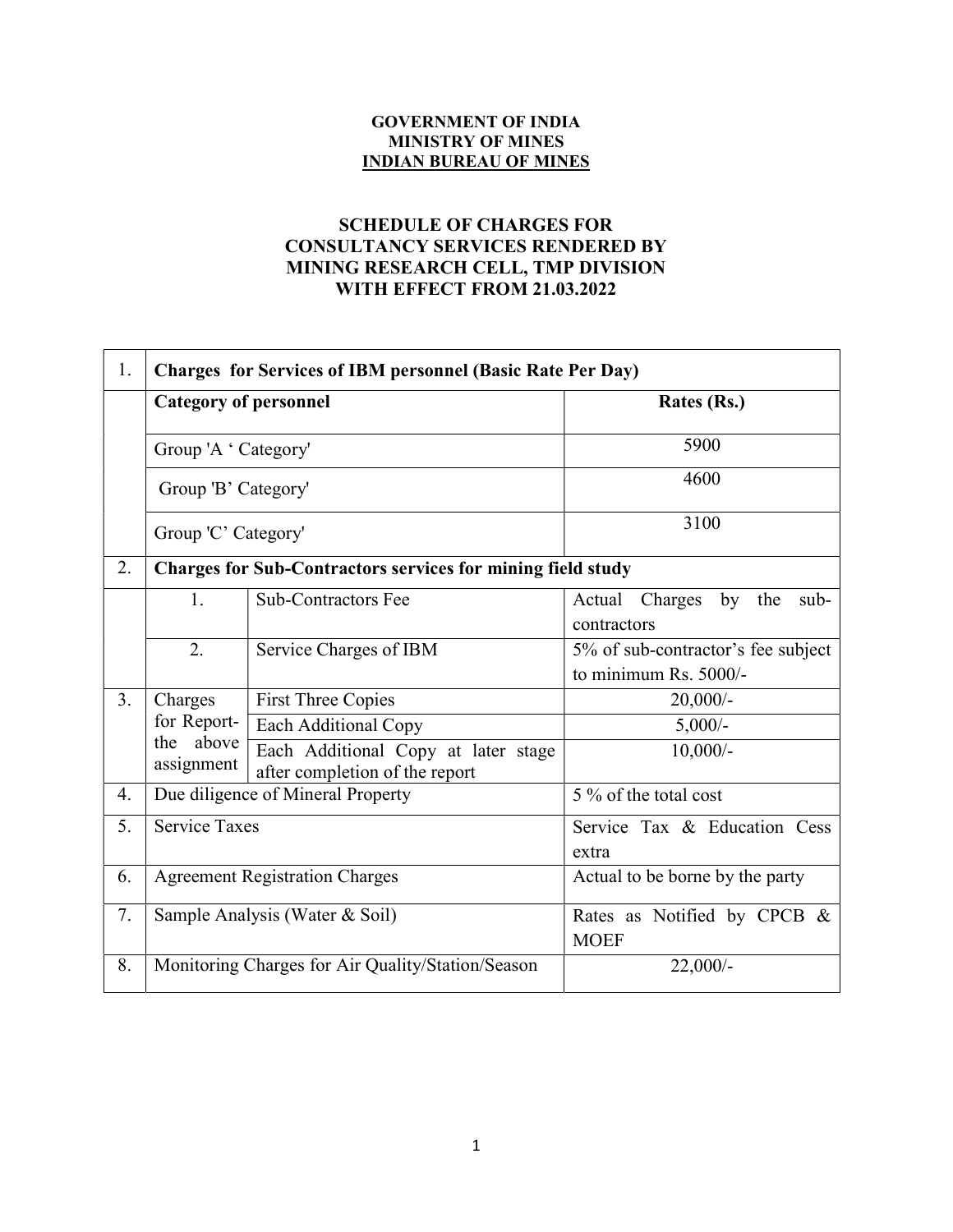**GOVERNMENT OF INDIA**
**MINISTRY OF MINES**
**INDIAN BUREAU OF MINES**

**SCHEDULE OF CHARGES FOR**
**CONSULTANCY SERVICES RENDERED BY**
**MINING RESEARCH CELL, TMP DIVISION**
**WITH EFFECT FROM 21.03.2022**

| | | | |
|---|---|---|---|
| 1. | **Charges for Services of IBM personnel (Basic Rate Per Day)** | | |
| | **Category of personnel** | | **Rates (Rs.)** |
| | Group 'A ' Category' | | 5900 |
| | Group 'B' Category' | | 4600 |
| | Group 'C' Category' | | 3100 |
| 2. | **Charges for Sub-Contractors services for mining field study** | | |
| | 1. | Sub-Contractors Fee | Actual Charges by the sub-contractors |
| | 2. | Service Charges of IBM | 5% of sub-contractor's fee subject to minimum Rs. 5000/- |
| 3. | Charges for Report- the above assignment | First Three Copies | 20,000/- |
| | | Each Additional Copy | 5,000/- |
| | | Each Additional Copy at later stage after completion of the report | 10,000/- |
| 4. | Due diligence of Mineral Property | | 5 % of the total cost |
| 5. | Service Taxes | | Service Tax & Education Cess extra |
| 6. | Agreement Registration Charges | | Actual to be borne by the party |
| 7. | Sample Analysis (Water & Soil) | | Rates as Notified by CPCB & MOEF |
| 8. | Monitoring Charges for Air Quality/Station/Season | | 22,000/- |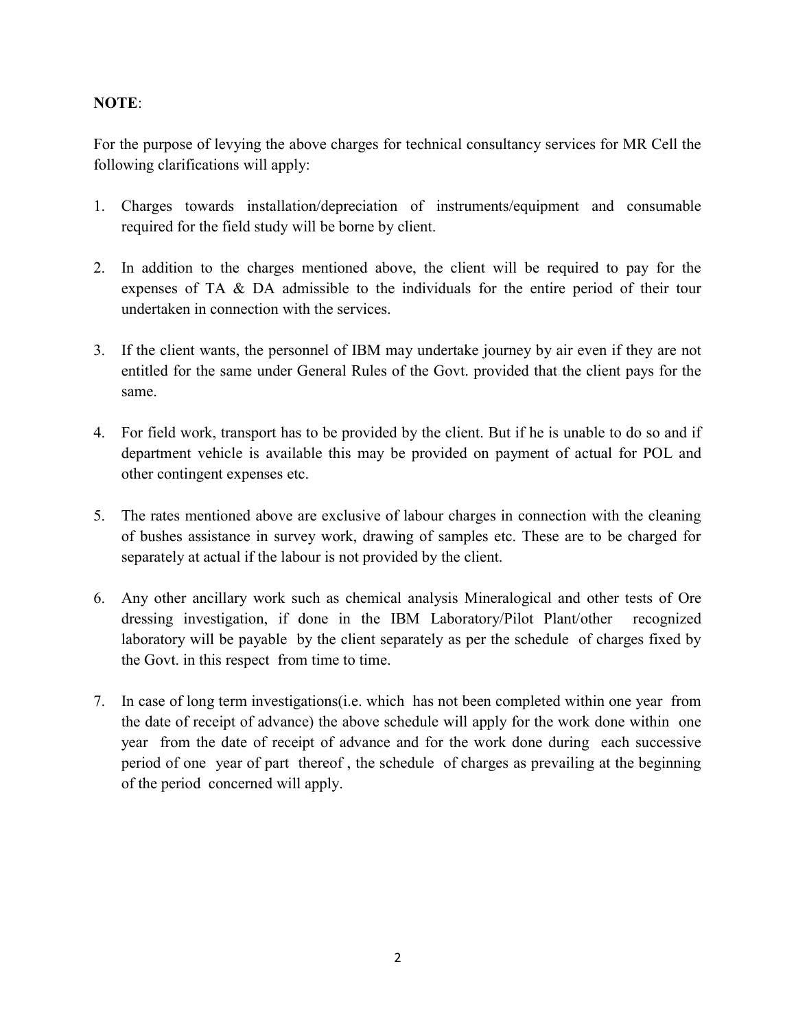**NOTE**:

For the purpose of levying the above charges for technical consultancy services for MR Cell the following clarifications will apply:

1. Charges towards installation/depreciation of instruments/equipment and consumable required for the field study will be borne by client.

2. In addition to the charges mentioned above, the client will be required to pay for the expenses of TA & DA admissible to the individuals for the entire period of their tour undertaken in connection with the services.

3. If the client wants, the personnel of IBM may undertake journey by air even if they are not entitled for the same under General Rules of the Govt. provided that the client pays for the same.

4. For field work, transport has to be provided by the client. But if he is unable to do so and if department vehicle is available this may be provided on payment of actual for POL and other contingent expenses etc.

5. The rates mentioned above are exclusive of labour charges in connection with the cleaning of bushes assistance in survey work, drawing of samples etc. These are to be charged for separately at actual if the labour is not provided by the client.

6. Any other ancillary work such as chemical analysis Mineralogical and other tests of Ore dressing investigation, if done in the IBM Laboratory/Pilot Plant/other recognized laboratory will be payable by the client separately as per the schedule of charges fixed by the Govt. in this respect from time to time.

7. In case of long term investigations(i.e. which has not been completed within one year from the date of receipt of advance) the above schedule will apply for the work done within one year from the date of receipt of advance and for the work done during each successive period of one year of part thereof , the schedule of charges as prevailing at the beginning of the period concerned will apply.